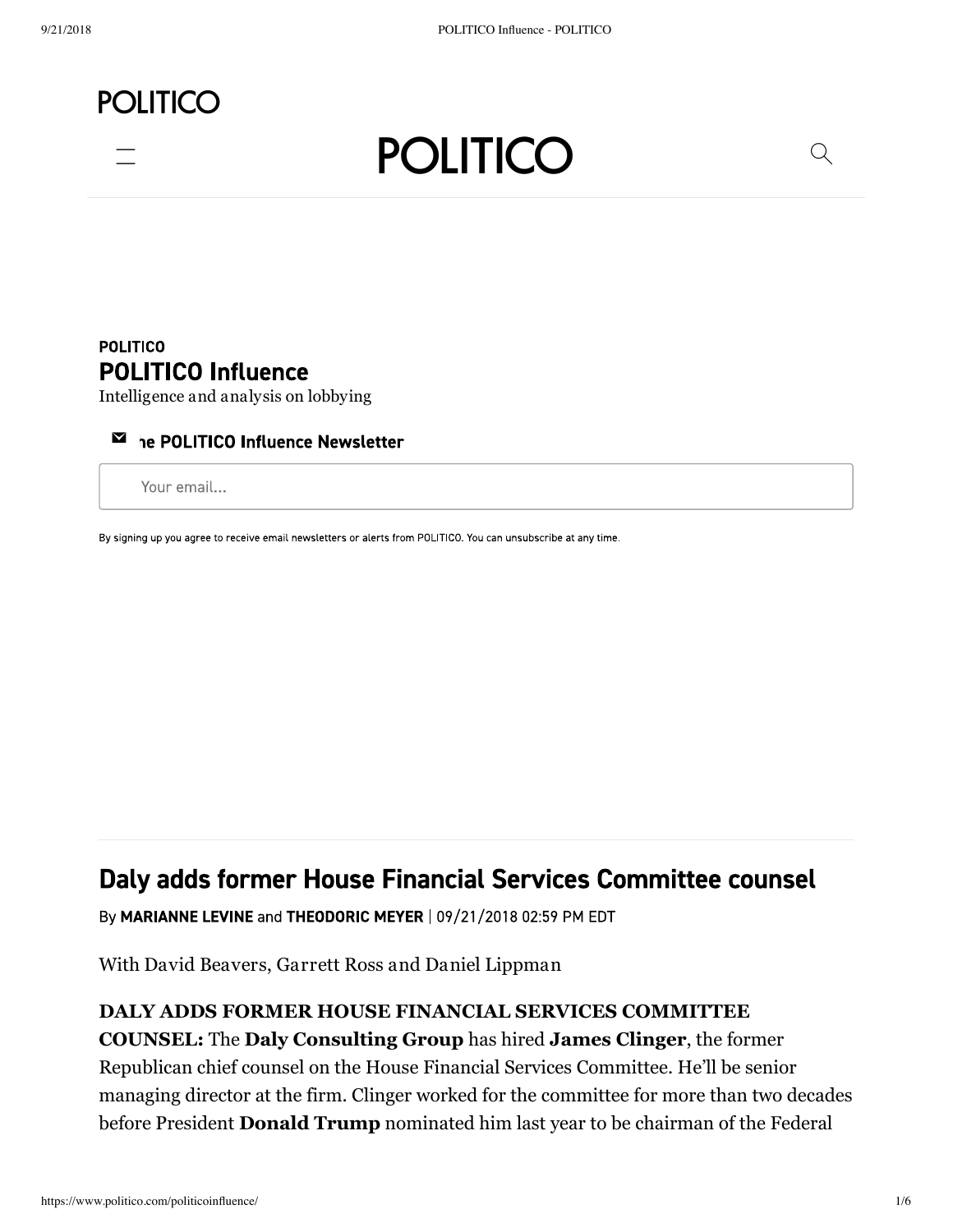POLITICO

# POLITICO

POLITICO

## POLITICO Influence

Intelligence and analysis on lobbying

he POLITICO Influence Newsletter

Your email...

By signing up you agree to receive email newsletters or alerts from POLITICO. You can unsubscribe at any time.

## Daly adds former House Financial Services Committee counsel

By **MARIANNE LEVINE** and **THEODORIC MEYER** | 09/21/2018 02:59 PM EDT

With David Beavers, Garrett Ross and Daniel Lippman

**DALY ADDS FORMER HOUSE FINANCIAL SERVICES COMMITTEE COUNSEL:** The **Daly Consulting Group** has hired **James Clinger**, the former Republican chief counsel on the House Financial Services Committee. He'll be senior managing director at the firm. Clinger worked for the committee for more than two decades before President **Donald Trump** nominated him last year to be chairman of the Federal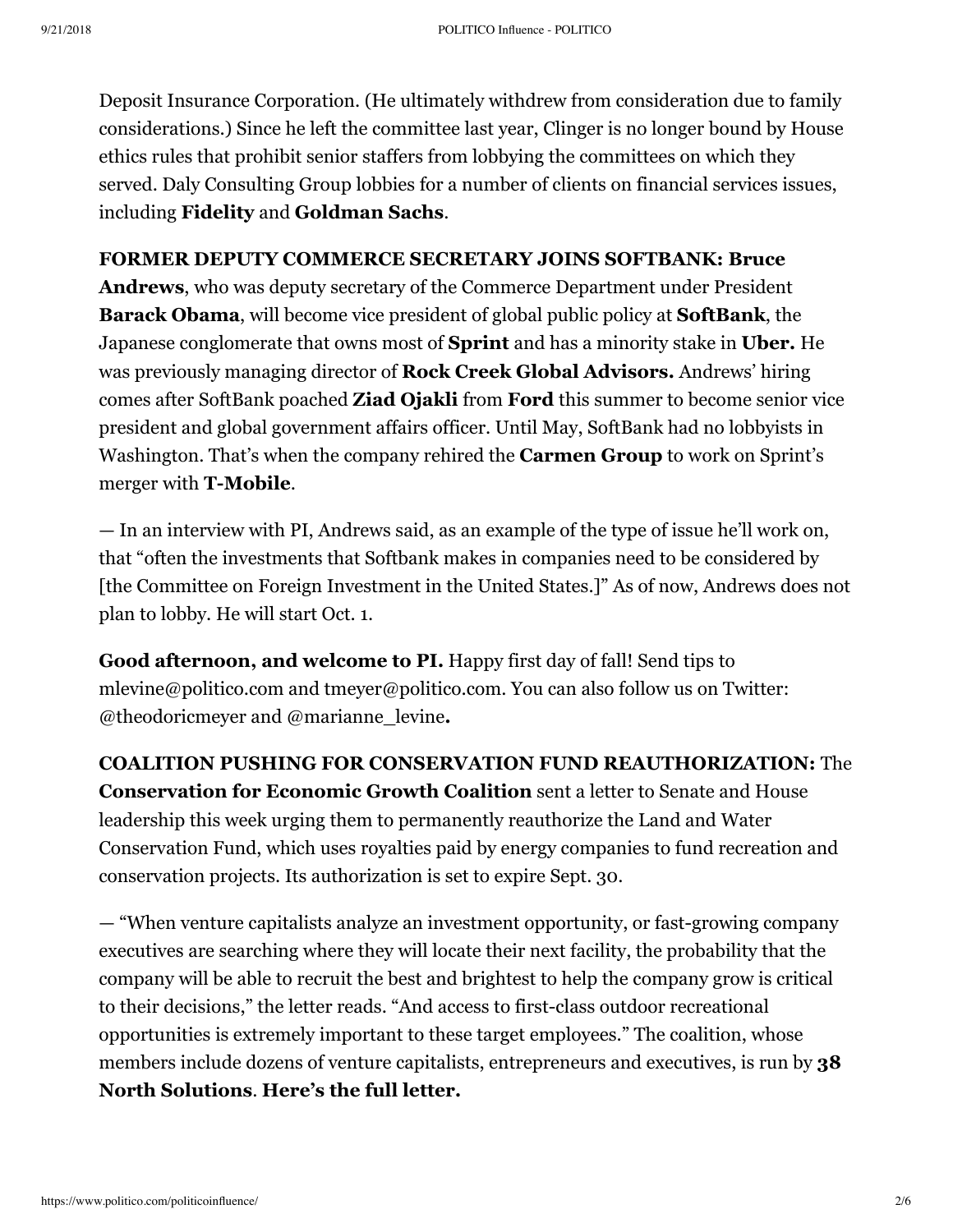Deposit Insurance Corporation. (He ultimately withdrew from consideration due to family considerations.) Since he left the committee last year, Clinger is no longer bound by House ethics rules that prohibit senior staffers from lobbying the committees on which they served. Daly Consulting Group lobbies for a number of clients on financial services issues, including **Fidelity** and **Goldman Sachs**.

**FORMER DEPUTY COMMERCE SECRETARY JOINS SOFTBANK: Bruce Andrews**, who was deputy secretary of the Commerce Department under President **Barack Obama**, will become vice president of global public policy at **SoftBank**, the Japanese conglomerate that owns most of **Sprint** and has a minority stake in **Uber.** He was previously managing director of **Rock Creek Global Advisors.** Andrews' hiring comes after SoftBank poached **Ziad Ojakli** from **Ford** this summer to become senior vice president and global government affairs officer. Until May, SoftBank had no lobbyists in Washington. That's when the company rehired the **Carmen Group** to work on Sprint's merger with **T-Mobile**.

— In an interview with PI, Andrews said, as an example of the type of issue he'll work on, that "often the investments that Softbank makes in companies need to be considered by [the Committee on Foreign Investment in the United States.]" As of now, Andrews does not plan to lobby. He will start Oct. 1.

**Good afternoon, and welcome to PI.** Happy first day of fall! Send tips to mlevine@politico.com and tmeyer@politico.com. You can also follow us on Twitter: @theodoricmeyer and @marianne_levine**.**

**COALITION PUSHING FOR CONSERVATION FUND REAUTHORIZATION:** The **Conservation for Economic Growth Coalition** sent a letter to Senate and House leadership this week urging them to permanently reauthorize the Land and Water Conservation Fund, which uses royalties paid by energy companies to fund recreation and conservation projects. Its authorization is set to expire Sept. 30.

— "When venture capitalists analyze an investment opportunity, or fast-growing company executives are searching where they will locate their next facility, the probability that the company will be able to recruit the best and brightest to help the company grow is critical to their decisions," the letter reads. "And access to first-class outdoor recreational opportunities is extremely important to these target employees." The coalition, whose members include dozens of venture capitalists, entrepreneurs and executives, is run by **38 North Solutions**. **Here's the full letter.**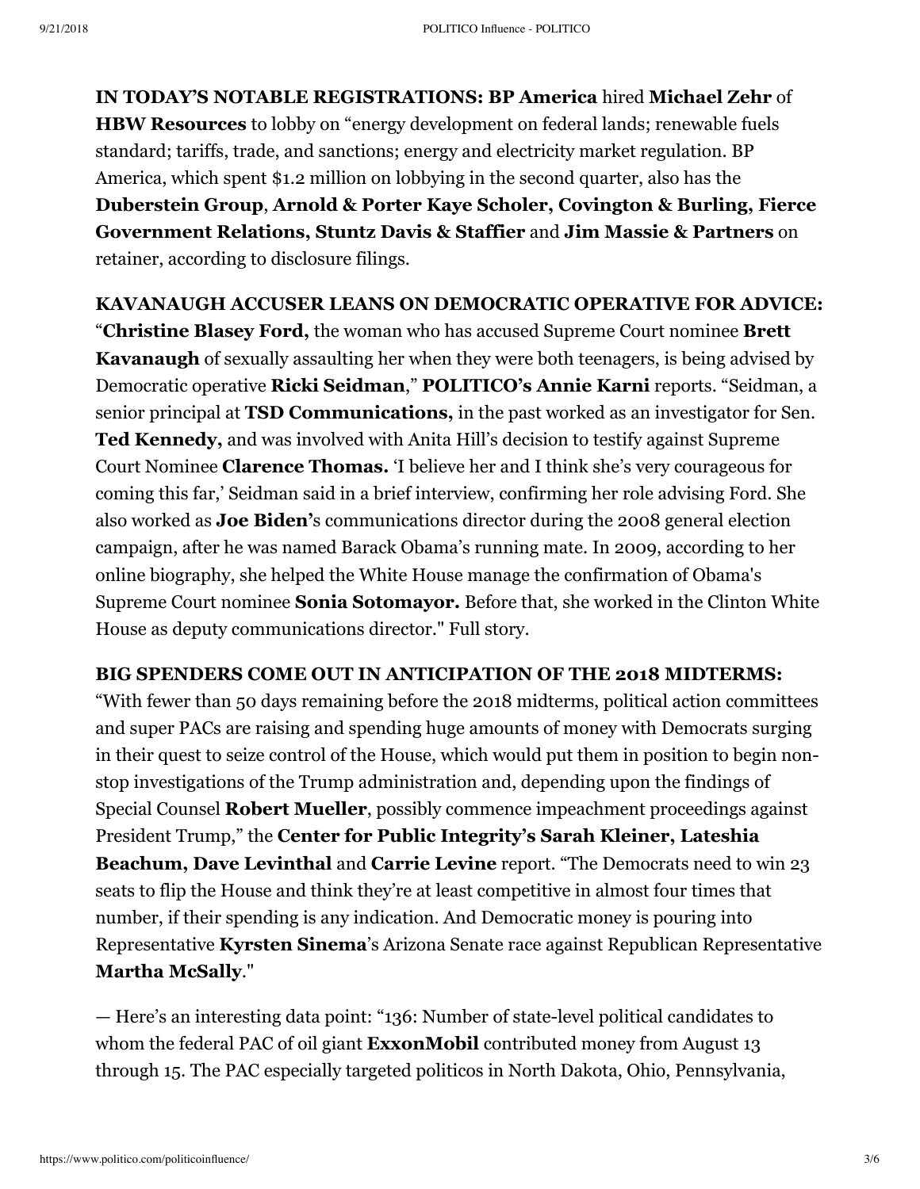**IN TODAY'S NOTABLE REGISTRATIONS: BP America** hired **Michael Zehr** of **HBW Resources** to lobby on "energy development on federal lands; renewable fuels standard; tariffs, trade, and sanctions; energy and electricity market regulation. BP America, which spent $1.2 million on lobbying in the second quarter, also has the **Duberstein Group**, **Arnold & Porter Kaye Scholer, Covington & Burling, Fierce Government Relations, Stuntz Davis & Staffier** and **Jim Massie & Partners** on retainer, according to disclosure filings.

**KAVANAUGH ACCUSER LEANS ON DEMOCRATIC OPERATIVE FOR ADVICE:** "**Christine Blasey Ford,** the woman who has accused Supreme Court nominee **Brett Kavanaugh** of sexually assaulting her when they were both teenagers, is being advised by Democratic operative **Ricki Seidman**," **POLITICO's Annie Karni** reports. "Seidman, a senior principal at **TSD Communications,** in the past worked as an investigator for Sen. **Ted Kennedy,** and was involved with Anita Hill's decision to testify against Supreme Court Nominee **Clarence Thomas.** 'I believe her and I think she's very courageous for coming this far,' Seidman said in a brief interview, confirming her role advising Ford. She also worked as **Joe Biden'**s communications director during the 2008 general election campaign, after he was named Barack Obama's running mate. In 2009, according to her online biography, she helped the White House manage the confirmation of Obama's Supreme Court nominee **Sonia Sotomayor.** Before that, she worked in the Clinton White House as deputy communications director." Full story.

**BIG SPENDERS COME OUT IN ANTICIPATION OF THE 2018 MIDTERMS:** "With fewer than 50 days remaining before the 2018 midterms, political action committees and super PACs are raising and spending huge amounts of money with Democrats surging in their quest to seize control of the House, which would put them in position to begin non-stop investigations of the Trump administration and, depending upon the findings of Special Counsel **Robert Mueller**, possibly commence impeachment proceedings against President Trump," the **Center for Public Integrity's Sarah Kleiner, Lateshia Beachum, Dave Levinthal** and **Carrie Levine** report. "The Democrats need to win 23 seats to flip the House and think they're at least competitive in almost four times that number, if their spending is any indication. And Democratic money is pouring into Representative **Kyrsten Sinema**'s Arizona Senate race against Republican Representative **Martha McSally**."

— Here's an interesting data point: "136: Number of state-level political candidates to whom the federal PAC of oil giant **ExxonMobil** contributed money from August 13 through 15. The PAC especially targeted politicos in North Dakota, Ohio, Pennsylvania,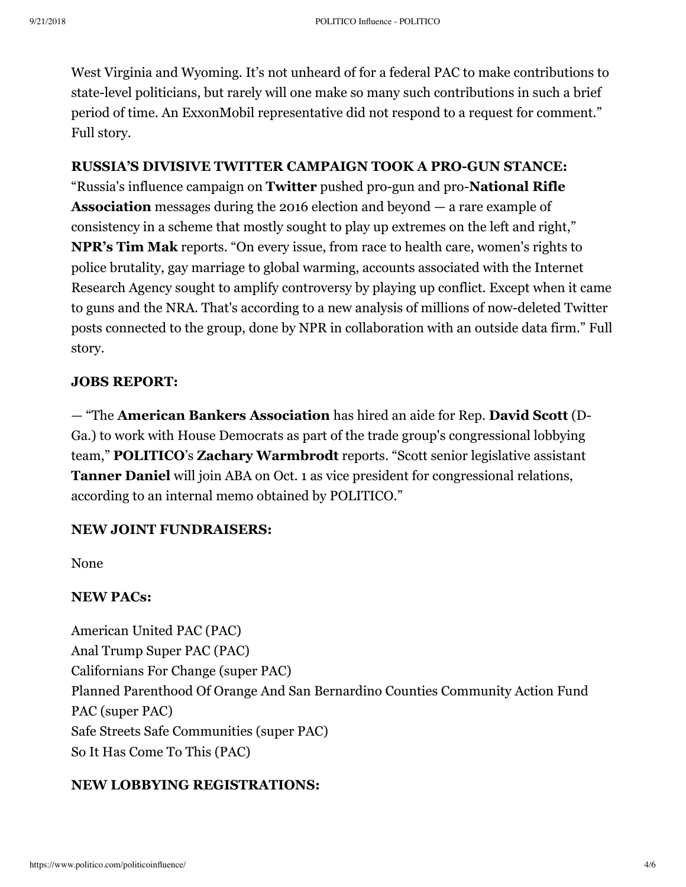West Virginia and Wyoming. It's not unheard of for a federal PAC to make contributions to state-level politicians, but rarely will one make so many such contributions in such a brief period of time. An ExxonMobil representative did not respond to a request for comment." Full story.

**RUSSIA'S DIVISIVE TWITTER CAMPAIGN TOOK A PRO-GUN STANCE:** "Russia's influence campaign on **Twitter** pushed pro-gun and pro-**National Rifle Association** messages during the 2016 election and beyond — a rare example of consistency in a scheme that mostly sought to play up extremes on the left and right," **NPR's Tim Mak** reports. "On every issue, from race to health care, women's rights to police brutality, gay marriage to global warming, accounts associated with the Internet Research Agency sought to amplify controversy by playing up conflict. Except when it came to guns and the NRA. That's according to a new analysis of millions of now-deleted Twitter posts connected to the group, done by NPR in collaboration with an outside data firm." Full story.

**JOBS REPORT:**

— "The **American Bankers Association** has hired an aide for Rep. **David Scott** (D-Ga.) to work with House Democrats as part of the trade group's congressional lobbying team," **POLITICO**'s **Zachary Warmbrodt** reports. "Scott senior legislative assistant **Tanner Daniel** will join ABA on Oct. 1 as vice president for congressional relations, according to an internal memo obtained by POLITICO."

**NEW JOINT FUNDRAISERS:**

None

**NEW PACs:**

American United PAC (PAC)
Anal Trump Super PAC (PAC)
Californians For Change (super PAC)
Planned Parenthood Of Orange And San Bernardino Counties Community Action Fund PAC (super PAC)
Safe Streets Safe Communities (super PAC)
So It Has Come To This (PAC)

**NEW LOBBYING REGISTRATIONS:**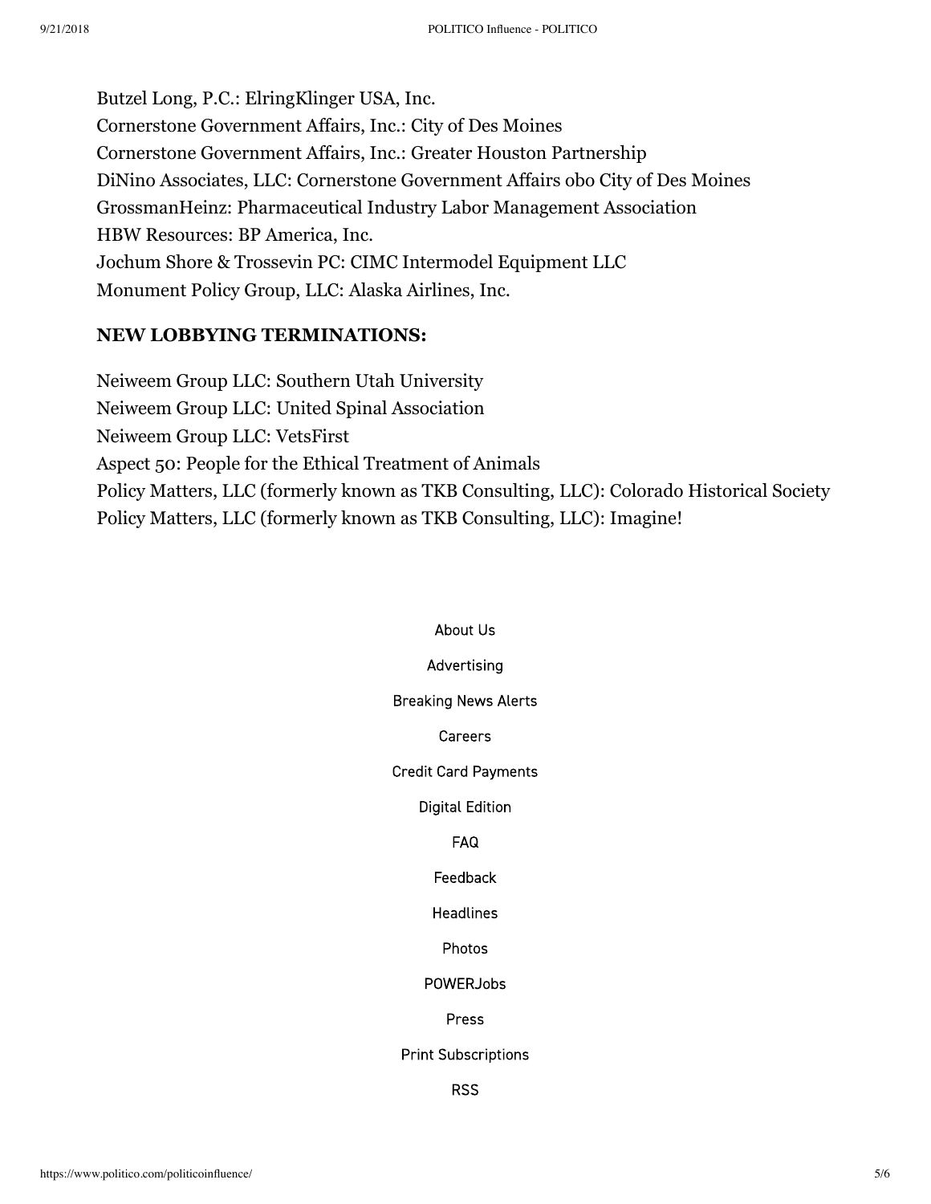Butzel Long, P.C.: ElringKlinger USA, Inc.
Cornerstone Government Affairs, Inc.: City of Des Moines
Cornerstone Government Affairs, Inc.: Greater Houston Partnership
DiNino Associates, LLC: Cornerstone Government Affairs obo City of Des Moines
GrossmanHeinz: Pharmaceutical Industry Labor Management Association
HBW Resources: BP America, Inc.
Jochum Shore & Trossevin PC: CIMC Intermodel Equipment LLC
Monument Policy Group, LLC: Alaska Airlines, Inc.

**NEW LOBBYING TERMINATIONS:**

Neiweem Group LLC: Southern Utah University
Neiweem Group LLC: United Spinal Association
Neiweem Group LLC: VetsFirst
Aspect 50: People for the Ethical Treatment of Animals
Policy Matters, LLC (formerly known as TKB Consulting, LLC): Colorado Historical Society
Policy Matters, LLC (formerly known as TKB Consulting, LLC): Imagine!

About Us

Advertising

Breaking News Alerts

Careers

Credit Card Payments

Digital Edition

FAQ

Feedback

Headlines

Photos

POWERJobs

Press

Print Subscriptions

RSS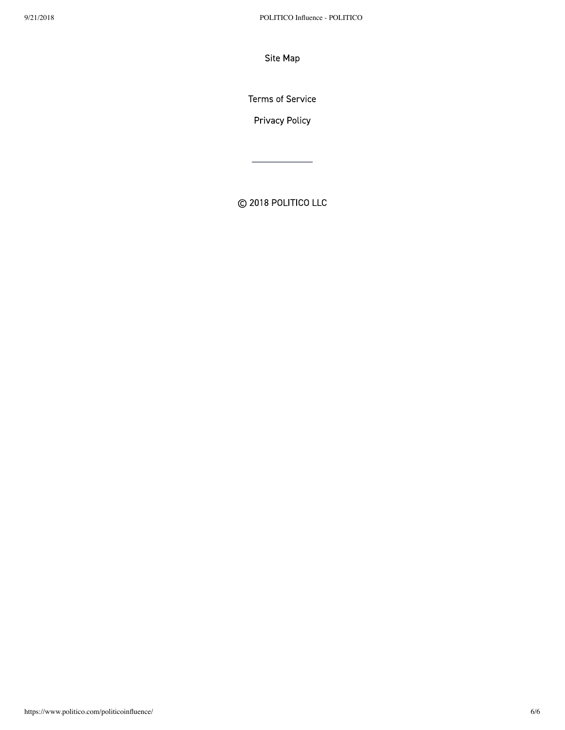Site Map

Terms of Service

Privacy Policy

---

© 2018 POLITICO LLC